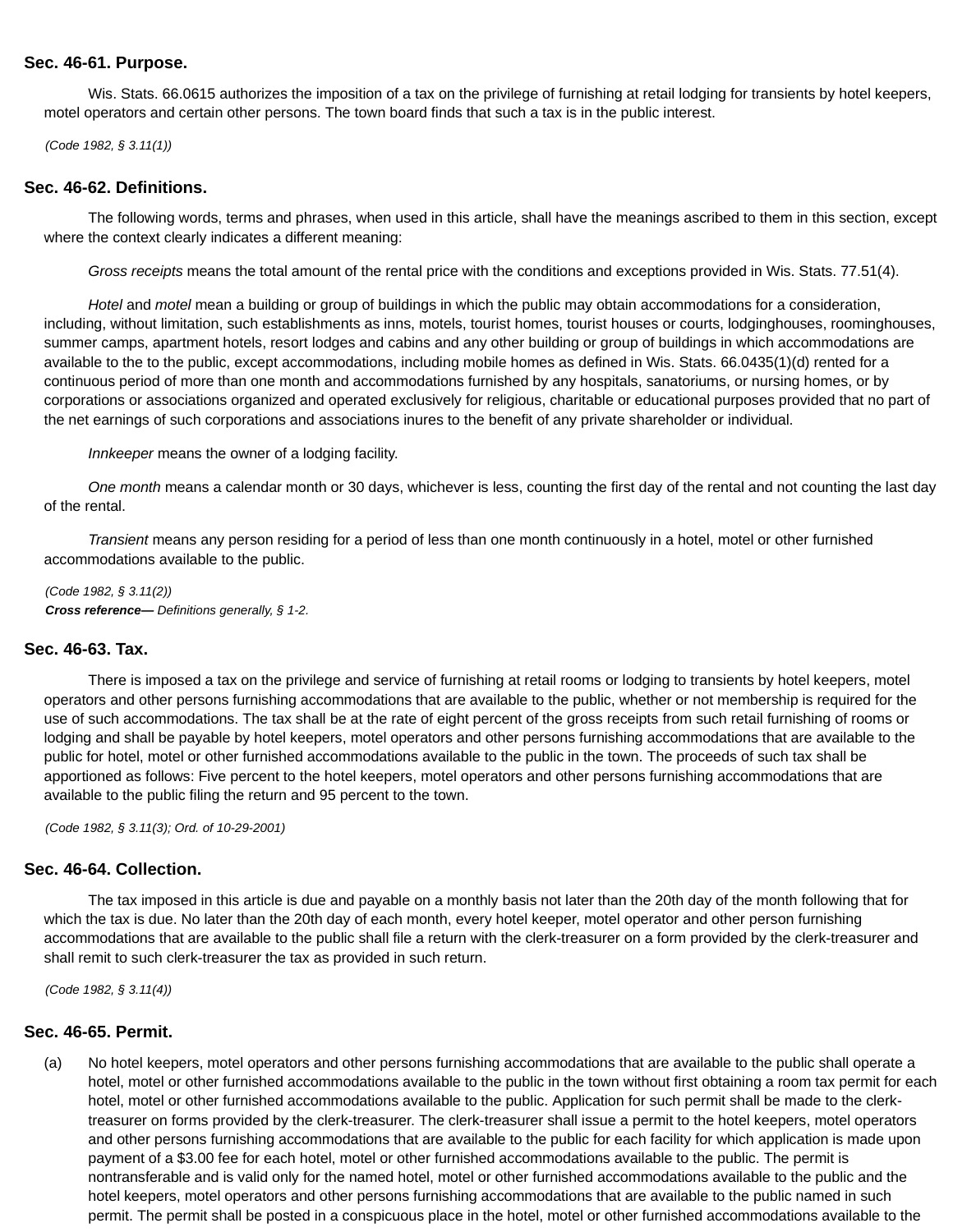### Sec. 46-61. Purpose.

Wis. Stats. 66.0615 authorizes the imposition of a tax on the privilege of furnishing at retail lodging for transients by hotel keepers, motel operators and certain other persons. The town board finds that such a tax is in the public interest.

*(Code 1982, § 3.11(1))*

### Sec. 46-62. Definitions.

The following words, terms and phrases, when used in this article, shall have the meanings ascribed to them in this section, except where the context clearly indicates a different meaning:

*Gross receipts* means the total amount of the rental price with the conditions and exceptions provided in Wis. Stats. 77.51(4).

*Hotel* and *motel* mean a building or group of buildings in which the public may obtain accommodations for a consideration, including, without limitation, such establishments as inns, motels, tourist homes, tourist houses or courts, lodginghouses, roominghouses, summer camps, apartment hotels, resort lodges and cabins and any other building or group of buildings in which accommodations are available to the to the public, except accommodations, including mobile homes as defined in Wis. Stats. 66.0435(1)(d) rented for a continuous period of more than one month and accommodations furnished by any hospitals, sanatoriums, or nursing homes, or by corporations or associations organized and operated exclusively for religious, charitable or educational purposes provided that no part of the net earnings of such corporations and associations inures to the benefit of any private shareholder or individual.

*Innkeeper* means the owner of a lodging facility.

*One month* means a calendar month or 30 days, whichever is less, counting the first day of the rental and not counting the last day of the rental.

*Transient* means any person residing for a period of less than one month continuously in a hotel, motel or other furnished accommodations available to the public.

*(Code 1982, § 3.11(2))*
***Cross reference—*** *Definitions generally, § 1-2.*

### Sec. 46-63. Tax.

There is imposed a tax on the privilege and service of furnishing at retail rooms or lodging to transients by hotel keepers, motel operators and other persons furnishing accommodations that are available to the public, whether or not membership is required for the use of such accommodations. The tax shall be at the rate of eight percent of the gross receipts from such retail furnishing of rooms or lodging and shall be payable by hotel keepers, motel operators and other persons furnishing accommodations that are available to the public for hotel, motel or other furnished accommodations available to the public in the town. The proceeds of such tax shall be apportioned as follows: Five percent to the hotel keepers, motel operators and other persons furnishing accommodations that are available to the public filing the return and 95 percent to the town.

*(Code 1982, § 3.11(3); Ord. of 10-29-2001)*

### Sec. 46-64. Collection.

The tax imposed in this article is due and payable on a monthly basis not later than the 20th day of the month following that for which the tax is due. No later than the 20th day of each month, every hotel keeper, motel operator and other person furnishing accommodations that are available to the public shall file a return with the clerk-treasurer on a form provided by the clerk-treasurer and shall remit to such clerk-treasurer the tax as provided in such return.

*(Code 1982, § 3.11(4))*

### Sec. 46-65. Permit.

(a) No hotel keepers, motel operators and other persons furnishing accommodations that are available to the public shall operate a hotel, motel or other furnished accommodations available to the public in the town without first obtaining a room tax permit for each hotel, motel or other furnished accommodations available to the public. Application for such permit shall be made to the clerk-treasurer on forms provided by the clerk-treasurer. The clerk-treasurer shall issue a permit to the hotel keepers, motel operators and other persons furnishing accommodations that are available to the public for each facility for which application is made upon payment of a $3.00 fee for each hotel, motel or other furnished accommodations available to the public. The permit is nontransferable and is valid only for the named hotel, motel or other furnished accommodations available to the public and the hotel keepers, motel operators and other persons furnishing accommodations that are available to the public named in such permit. The permit shall be posted in a conspicuous place in the hotel, motel or other furnished accommodations available to the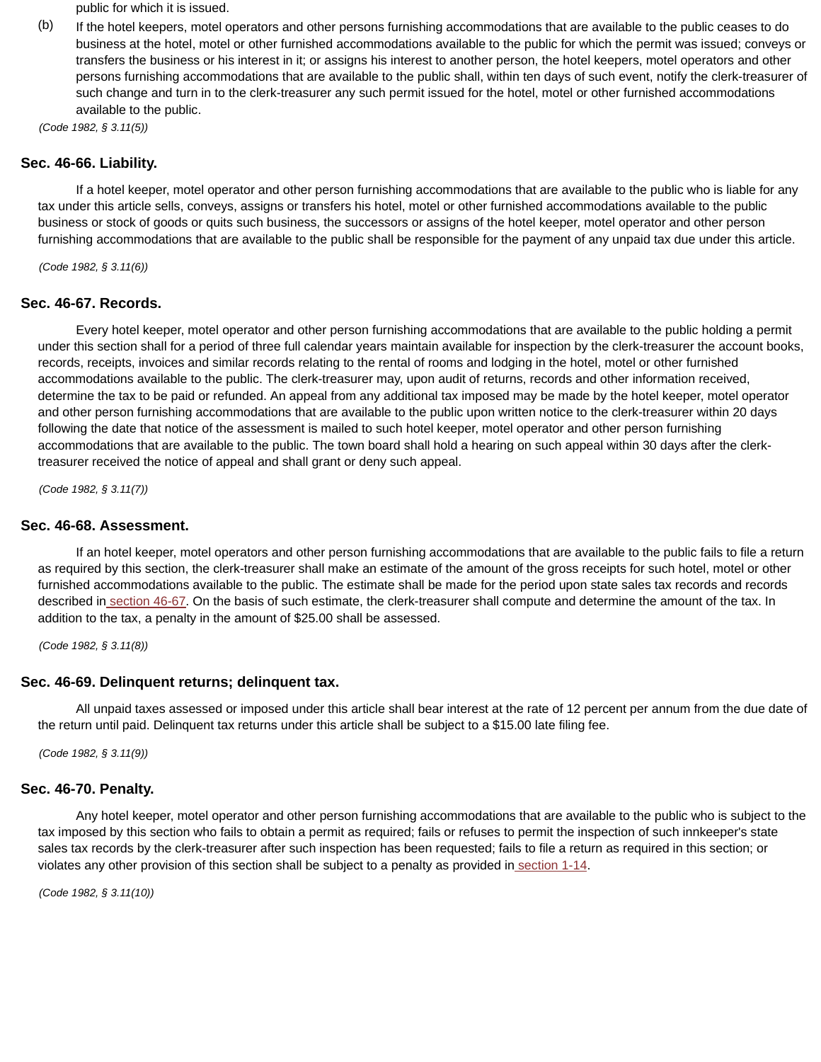public for which it is issued.

(b) If the hotel keepers, motel operators and other persons furnishing accommodations that are available to the public ceases to do business at the hotel, motel or other furnished accommodations available to the public for which the permit was issued; conveys or transfers the business or his interest in it; or assigns his interest to another person, the hotel keepers, motel operators and other persons furnishing accommodations that are available to the public shall, within ten days of such event, notify the clerk-treasurer of such change and turn in to the clerk-treasurer any such permit issued for the hotel, motel or other furnished accommodations available to the public.

*(Code 1982, § 3.11(5))*

### Sec. 46-66. Liability.

If a hotel keeper, motel operator and other person furnishing accommodations that are available to the public who is liable for any tax under this article sells, conveys, assigns or transfers his hotel, motel or other furnished accommodations available to the public business or stock of goods or quits such business, the successors or assigns of the hotel keeper, motel operator and other person furnishing accommodations that are available to the public shall be responsible for the payment of any unpaid tax due under this article.

*(Code 1982, § 3.11(6))*

### Sec. 46-67. Records.

Every hotel keeper, motel operator and other person furnishing accommodations that are available to the public holding a permit under this section shall for a period of three full calendar years maintain available for inspection by the clerk-treasurer the account books, records, receipts, invoices and similar records relating to the rental of rooms and lodging in the hotel, motel or other furnished accommodations available to the public. The clerk-treasurer may, upon audit of returns, records and other information received, determine the tax to be paid or refunded. An appeal from any additional tax imposed may be made by the hotel keeper, motel operator and other person furnishing accommodations that are available to the public upon written notice to the clerk-treasurer within 20 days following the date that notice of the assessment is mailed to such hotel keeper, motel operator and other person furnishing accommodations that are available to the public. The town board shall hold a hearing on such appeal within 30 days after the clerk-treasurer received the notice of appeal and shall grant or deny such appeal.

*(Code 1982, § 3.11(7))*

### Sec. 46-68. Assessment.

If an hotel keeper, motel operators and other person furnishing accommodations that are available to the public fails to file a return as required by this section, the clerk-treasurer shall make an estimate of the amount of the gross receipts for such hotel, motel or other furnished accommodations available to the public. The estimate shall be made for the period upon state sales tax records and records described in section 46-67. On the basis of such estimate, the clerk-treasurer shall compute and determine the amount of the tax. In addition to the tax, a penalty in the amount of $25.00 shall be assessed.

*(Code 1982, § 3.11(8))*

### Sec. 46-69. Delinquent returns; delinquent tax.

All unpaid taxes assessed or imposed under this article shall bear interest at the rate of 12 percent per annum from the due date of the return until paid. Delinquent tax returns under this article shall be subject to a $15.00 late filing fee.

*(Code 1982, § 3.11(9))*

### Sec. 46-70. Penalty.

Any hotel keeper, motel operator and other person furnishing accommodations that are available to the public who is subject to the tax imposed by this section who fails to obtain a permit as required; fails or refuses to permit the inspection of such innkeeper's state sales tax records by the clerk-treasurer after such inspection has been requested; fails to file a return as required in this section; or violates any other provision of this section shall be subject to a penalty as provided in section 1-14.

*(Code 1982, § 3.11(10))*